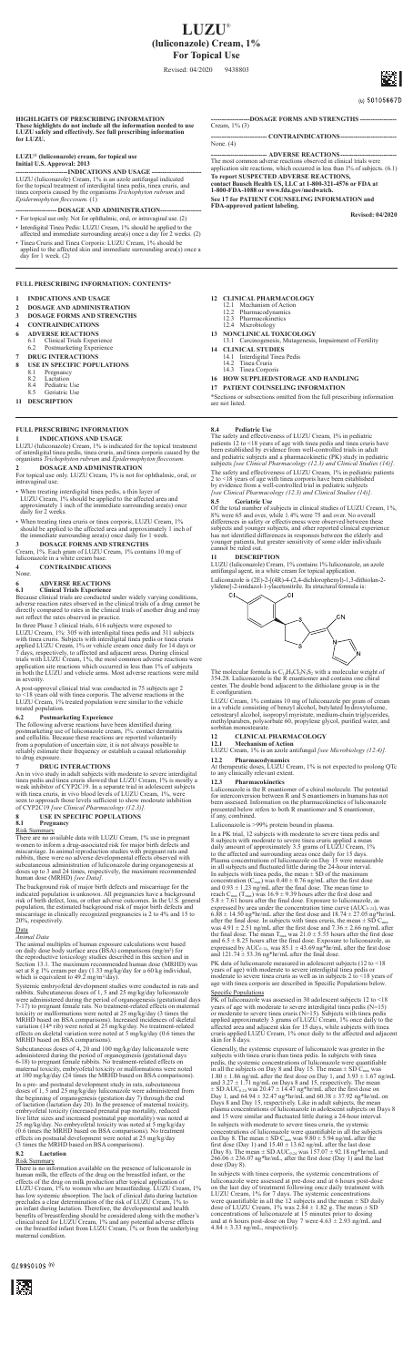# LUZU®
# (luliconazole) Cream, 1%
# For Topical Use

Revised: 04/2020 9438803

**HIGHLIGHTS OF PRESCRIBING INFORMATION**
**These highlights do not include all the information needed to use LUZU safely and effectively. See full prescribing information for LUZU.**

**LUZU® (luliconazole) cream, for topical use**
**Initial U.S. Approval: 2013**

**INDICATIONS AND USAGE**

LUZU (luliconazole) Cream, 1% is an azole antifungal indicated for the topical treatment of interdigital tinea pedis, tinea cruris, and tinea corporis caused by the organisms *Trichophyton rubrum* and *Epidermophyton floccosum*. (1)

**DOSAGE AND ADMINISTRATION**

- For topical use only. Not for ophthalmic, oral, or intravaginal use. (2)
- Interdigital Tinea Pedis: LUZU Cream, 1% should be applied to the affected and immediate surrounding area(s) once a day for 2 weeks. (2)
- Tinea Cruris and Tinea Corporis: LUZU Cream, 1% should be applied to the affected skin and immediate surrounding area(s) once a day for 1 week. (2)

**DOSAGE FORMS AND STRENGTHS**

Cream, 1% (3)

**CONTRAINDICATIONS**

None. (4)

**ADVERSE REACTIONS**

The most common adverse reactions observed in clinical trials were application site reactions, which occurred in less than 1% of subjects. (6.1)

**To report SUSPECTED ADVERSE REACTIONS, contact Bausch Health US, LLC at 1-800-321-4576 or FDA at 1-800-FDA-1088 or www.fda.gov/medwatch.**

**See 17 for PATIENT COUNSELING INFORMATION and FDA-approved patient labeling.**

**Revised: 04/2020**

**FULL PRESCRIBING INFORMATION: CONTENTS***

1 INDICATIONS AND USAGE
2 DOSAGE AND ADMINISTRATION
3 DOSAGE FORMS AND STRENGTHS
4 CONTRAINDICATIONS
6 ADVERSE REACTIONS
- 6.1 Clinical Trials Experience
- 6.2 Postmarketing Experience

7 DRUG INTERACTIONS
8 USE IN SPECIFIC POPULATIONS
- 8.1 Pregnancy
- 8.2 Lactation
- 8.4 Pediatric Use
- 8.5 Geriatric Use

11 DESCRIPTION
12 CLINICAL PHARMACOLOGY
- 12.1 Mechanism of Action
- 12.2 Pharmacodynamics
- 12.3 Pharmacokinetics
- 12.4 Microbiology

13 NONCLINICAL TOXICOLOGY
- 13.1 Carcinogenesis, Mutagenesis, Impairment of Fertility

14 CLINICAL STUDIES
- 14.1 Interdigital Tinea Pedis
- 14.2 Tinea Cruris
- 14.3 Tinea Corporis

16 HOW SUPPLIED/STORAGE AND HANDLING
17 PATIENT COUNSELING INFORMATION

*Sections or subsections omitted from the full prescribing information are not listed.

## FULL PRESCRIBING INFORMATION

### 1 INDICATIONS AND USAGE

LUZU (luliconazole) Cream, 1% is indicated for the topical treatment of interdigital tinea pedis, tinea cruris, and tinea corporis caused by the organisms *Trichophyton rubrum* and *Epidermophyton floccosum*.

### 2 DOSAGE AND ADMINISTRATION

For topical use only. LUZU Cream, 1% is not for ophthalmic, oral, or intravaginal use.

- When treating interdigital tinea pedis, a thin layer of LUZU Cream, 1% should be applied to the affected area and approximately 1 inch of the immediate surrounding area(s) once daily for 2 weeks.
- When treating tinea cruris or tinea corporis, LUZU Cream, 1% should be applied to the affected area and approximately 1 inch of the immediate surrounding area(s) once daily for 1 week.

### 3 DOSAGE FORMS AND STRENGTHS

Cream, 1%. Each gram of LUZU Cream, 1% contains 10 mg of luliconazole in a white cream base.

### 4 CONTRAINDICATIONS

None.

### 6 ADVERSE REACTIONS

#### 6.1 Clinical Trials Experience

Because clinical trials are conducted under widely varying conditions, adverse reaction rates observed in the clinical trials of a drug cannot be directly compared to rates in the clinical trials of another drug and may not reflect the rates observed in practice.

In three Phase 3 clinical trials, 616 subjects were exposed to LUZU Cream, 1%: 305 with interdigital tinea pedis and 311 subjects with tinea cruris. Subjects with interdigital tinea pedis or tinea cruris applied LUZU Cream, 1% or vehicle cream once daily for 14 days or 7 days, respectively, to affected and adjacent areas. During clinical trials with LUZU Cream, 1%, the most common adverse reactions were application site reactions which occurred in less than 1% of subjects in both the LUZU and vehicle arms. Most adverse reactions were mild in severity.

A post-approval clinical trial was conducted in 75 subjects age 2 to <18 years old with tinea corporis. The adverse reactions in the LUZU Cream, 1% treated population were similar to the vehicle treated population.

#### 6.2 Postmarketing Experience

The following adverse reactions have been identified during postmarketing use of luliconazole cream, 1%: contact dermatitis and cellulitis. Because these reactions are reported voluntarily from a population of uncertain size, it is not always possible to reliably estimate their frequency or establish a causal relationship to drug exposure.

### 7 DRUG INTERACTIONS

An *in vivo* study in adult subjects with moderate to severe interdigital tinea pedis and tinea cruris showed that LUZU Cream, 1% is mostly a weak inhibitor of CYP2C19. In a separate trial in adolescent subjects with tinea cruris, *in vivo* blood levels of LUZU Cream, 1%, were seen to approach those levels sufficient to show moderate inhibition of CYP2C19 *[see Clinical Pharmacology (12.3)]*.

### 8 USE IN SPECIFIC POPULATIONS

#### 8.1 Pregnancy

Risk Summary

There are no available data with LUZU Cream, 1% use in pregnant women to inform a drug-associated risk for major birth defects and miscarriage. In animal reproduction studies with pregnant rats and rabbits, there were no adverse developmental effects observed with subcutaneous administration of luliconazole during organogenesis at doses up to 3 and 24 times, respectively, the maximum recommended human dose (MRHD) *[see Data]*.

The background risk of major birth defects and miscarriage for the indicated population is unknown. All pregnancies have a background risk of birth defect, loss, or other adverse outcomes. In the U.S. general population, the estimated background risk of major birth defects and miscarriage in clinically recognized pregnancies is 2 to 4% and 15 to 20%, respectively.

Data

*Animal Data*

The animal multiples of human exposure calculations were based on daily dose body surface area (BSA) comparisons (mg/m²) for the reproductive toxicology studies described in this section and in Section 13.1. The maximum recommended human dose (MRHD) was set at 8 g 1% cream per day (1.33 mg/kg/day for a 60 kg individual, which is equivalent to 49.2 mg/m²/day).

Systemic embryofetal development studies were conducted in rats and rabbits. Subcutaneous doses of 1, 5 and 25 mg/kg/day luliconazole were administered during the period of organogenesis (gestational days 7-17) to pregnant female rats. No treatment-related effects on maternal toxicity or malformations were noted at 25 mg/kg/day (3 times the MRHD based on BSA comparisons). Increased incidences of skeletal variation (14th rib) were noted at 25 mg/kg/day. No treatment-related effects on skeletal variation were noted at 5 mg/kg/day (0.6 times the MRHD based on BSA comparisons).

Subcutaneous doses of 4, 20 and 100 mg/kg/day luliconazole were administered during the period of organogenesis (gestational days 6-18) to pregnant female rabbits. No treatment-related effects on maternal toxicity, embryofetal toxicity or malformations were noted at 100 mg/kg/day (24 times the MRHD based on BSA comparisons).

In a pre- and postnatal development study in rats, subcutaneous doses of 1, 5 and 25 mg/kg/day luliconazole were administered from the beginning of organogenesis (gestation day 7) through the end of lactation (lactation day 20). In the presence of maternal toxicity, embryofetal toxicity (increased prenatal pup mortality, reduced live litter sizes and increased postnatal pup mortality) was noted at 25 mg/kg/day. No embryofetal toxicity was noted at 5 mg/kg/day (0.6 times the MRHD based on BSA comparisons). No treatment effects on postnatal development were noted at 25 mg/kg/day (3 times the MRHD based on BSA comparisons).

#### 8.2 Lactation

Risk Summary

There is no information available on the presence of luliconazole in human milk, the effects of the drug on the breastfed infant, or the effects of the drug on milk production after topical application of LUZU Cream, 1% to women who are breastfeeding. LUZU Cream, 1% has low systemic absorption. The lack of clinical data during lactation precludes a clear determination of the risk of LUZU Cream, 1% to an infant during lactation. Therefore, the developmental and health benefits of breastfeeding should be considered along with the mother's clinical need for LUZU Cream, 1% and any potential adverse effects on the breastfed infant from LUZU Cream, 1% or from the underlying maternal condition.

#### 8.4 Pediatric Use

The safety and effectiveness of LUZU Cream, 1% in pediatric patients 12 to <18 years of age with tinea pedis and tinea cruris have been established by evidence from well-controlled trials in adult and pediatric subjects and a pharmacokinetic (PK) study in pediatric subjects *[see Clinical Pharmacology (12.3) and Clinical Studies (14)]*.

The safety and effectiveness of LUZU Cream, 1% in pediatric patients 2 to <18 years of age with tinea corporis have been established by evidence from a well-controlled trial in pediatric subjects *[see Clinical Pharmacology (12.3) and Clinical Studies (14)]*.

#### 8.5 Geriatric Use

Of the total number of subjects in clinical studies of LUZU Cream, 1%, 8% were 65 and over, while 1.4% were 75 and over. No overall differences in safety or effectiveness were observed between these subjects and younger subjects, and other reported clinical experience has not identified differences in responses between the elderly and younger patients, but greater sensitivity of some older individuals cannot be ruled out.

### 11 DESCRIPTION

LUZU (luliconazole) Cream, 1% contains 1% luliconazole, an azole antifungal agent, in a white cream for topical application.

Luliconazole is (2E)-2-[(4R)-4-(2,4-dichlorophenyl)-1,3-dithiolan-2-ylidene]-2-imidazol-1-ylacetonitrile. Its structural formula is:

The molecular formula is $C_{14}H_9Cl_2N_3S_2$ with a molecular weight of 354.28. Luliconazole is the R enantiomer and contains one chiral center. The double bond adjacent to the dithiolane group is in the E configuration.

LUZU Cream, 1% contains 10 mg of luliconazole per gram of cream in a vehicle consisting of benzyl alcohol, butylated hydroxytoluene, cetostearyl alcohol, isopropyl myristate, medium-chain triglycerides, methylparaben, polysorbate 60, propylene glycol, purified water, and sorbitan monostearate.

### 12 CLINICAL PHARMACOLOGY

#### 12.1 Mechanism of Action

LUZU Cream, 1% is an azole antifungal *[see Microbiology (12.4)]*.

#### 12.2 Pharmacodynamics

At therapeutic doses, LUZU Cream, 1% is not expected to prolong QTc to any clinically relevant extent.

#### 12.3 Pharmacokinetics

Luliconazole is the R enantiomer of a chiral molecule. The potential for interconversion between R and S enantiomers in humans has not been assessed. Information on the pharmacokinetics of luliconazole presented below refers to both R enantiomer and S enantiomer, if any, combined.

Luliconazole is >99% protein bound in plasma.

In a PK trial, 12 subjects with moderate to severe tinea pedis and 8 subjects with moderate to severe tinea cruris applied a mean daily amount of approximately 3.5 grams of LUZU Cream, 1% to the affected and surrounding areas once daily for 15 days. Plasma concentrations of luliconazole on Day 15 were measurable in all subjects and fluctuated little during the 24-hour interval. In subjects with tinea pedis, the mean ± SD of the maximum concentration ($C_{max}$) was 0.40 ± 0.76 ng/mL after the first dose and 0.93 ± 1.23 ng/mL after the final dose. The mean time to reach $C_{max}$ ($T_{max}$) was 16.9 ± 9.39 hours after the first dose and 5.8 ± 7.61 hours after the final dose. Exposure to luliconazole, as expressed by area under the concentration time curve ($AUC_{0-24}$), was 6.88 ± 14.50 ng*hr/mL after the first dose and 18.74 ± 27.05 ng*hr/mL after the final dose. In subjects with tinea cruris, the mean ± SD $C_{max}$ was 4.91 ± 2.51 ng/mL after the first dose and 7.36 ± 2.66 ng/mL after the final dose. The mean $T_{max}$ was 21.0 ± 5.55 hours after the first dose and 6.5 ± 8.25 hours after the final dose. Exposure to luliconazole, as expressed by $AUC_{0-24}$, was 85.1 ± 43.69 ng*hr/mL after the first dose and 121.74 ± 53.36 ng*hr/mL after the final dose.

PK data of luliconazole measured in adolescent subjects (12 to <18 years of age) with moderate to severe interdigital tinea pedis or moderate to severe tinea cruris as well as in subjects 2 to <18 years of age with tinea corporis are described in Specific Populations below.

Specific Populations

PK of luliconazole was assessed in 30 adolescent subjects 12 to <18 years of age with moderate to severe interdigital tinea pedis (N=15) or moderate to severe tinea cruris (N=15). Subjects with tinea pedis applied approximately 3 grams of LUZU Cream, 1% once daily to the affected area and adjacent skin for 15 days, while subjects with tinea cruris applied LUZU Cream, 1% once daily to the affected and adjacent skin for 8 days.

Generally, the systemic exposure of luliconazole was greater in the subjects with tinea cruris than tinea pedis. In subjects with tinea pedis, the systemic concentrations of luliconazole were quantifiable in all the subjects on Day 8 and Day 15. The mean ± SD $C_{max}$ was 1.80 ± 1.86 ng/mL after the first dose on Day 1, and 3.93 ± 1.67 ng/mL and 3.27 ± 1.71 ng/mL on Days 8 and 15, respectively. The mean ± SD $AUC_{0-24}$ was 20.47 ± 14.47 ng*hr/mL after the first dose on Day 1, and 64.94 ± 32.47 ng*hr/mL and 60.38 ± 37.92 ng*hr/mL on Days 8 and Day 15, respectively. Like in adult subjects, the mean plasma concentrations of luliconazole in adolescent subjects on Days 8 and 15 were similar and fluctuated little during a 24-hour interval.

In subjects with moderate to severe tinea cruris, the systemic concentrations of luliconazole were quantifiable in all the subjects on Day 8. The mean ± SD $C_{max}$ was 9.80 ± 5.94 ng/mL after the first dose (Day 1) and 15.40 ± 13.62 ng/mL after the last dose (Day 8). The mean ± SD $AUC_{0-24}$ was 157.07 ± 92.18 ng*hr/mL and 266.06 ± 236.07 ng*hr/mL, after the first dose (Day 1) and the last dose (Day 8).

In subjects with tinea corporis, the systemic concentrations of luliconazole were assessed at pre-dose and at 6 hours post-dose on the last day of treatment following once daily treatment with LUZU Cream, 1% for 7 days. The systemic concentrations were quantifiable in all the 12 subjects and the mean ± SD daily dose of LUZU Cream, 1% was 2.84 ± 1.82 g. The mean ± SD concentrations of luliconazole at 15 minutes prior to dosing and at 6 hours post-dose on Day 7 were 4.63 ± 2.93 ng/mL and 4.84 ± 3.33 ng/mL, respectively.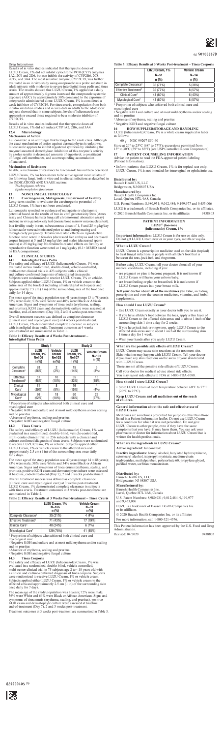## Drug Interactions

Results of in vitro studies indicated that therapeutic doses of LUZU Cream, 1% did not inhibit cytochrome P450 (CYP) enzymes 1A2, 2C9 and 2D6, but can inhibit the activity of CYP2B6, 2C8, 2C19, and 3A4. The most sensitive enzyme, CYP2C19, was further evaluated in an in vivo study using omeprazole as a probe substrate in adult subjects with moderate to severe interdigital tinea pedis and tinea cruris. The results showed that LUZU Cream, 1% applied at a daily amount of approximately 4 grams increased the omeprazole systemic exposure (AUC) by approximately 30% compared to the exposure of omeprazole administered alone. LUZU Cream, 1% is considered a weak inhibitor of CYP2C19. For tinea cruris, extrapolation from both in vitro inhibition studies and in vivo data in adults to the adolescent subjects showed that in some subjects, levels of luliconazole can approach or exceed those required to be a moderate inhibitor of CYP2C19.

Results of in vitro studies indicated that therapeutic doses of LUZU Cream, 1% did not induce CYP1A2, 2B6, and 3A4.

### 12.4 Microbiology

**Mechanism of Action**

Luliconazole is an antifungal that belongs to the azole class. Although the exact mechanism of action against dermatophytes is unknown, luliconazole appears to inhibit ergosterol synthesis by inhibiting the enzyme lanosterol demethylase. Inhibition of this enzyme's activity by azoles results in decreased amounts of ergosterol, a constituent of fungal cell membranes, and a corresponding accumulation of lanosterol.

**Mechanism of Resistance**

To date, a mechanism of resistance to luliconazole has not been described.

LUZU Cream, 1% has been shown to be active against most isolates of the following fungi, both in vitro and in clinical infections as described in the INDICATIONS AND USAGE section:

*Trichophyton rubrum*
*Epidermophyton floccosum*

## 13 NONCLINICAL TOXICOLOGY

### 13.1 Carcinogenesis, Mutagenesis, Impairment of Fertility

Long-term studies to evaluate the carcinogenic potential of LUZU Cream, 1% have not been conducted.

Luliconazole revealed no evidence of mutagenic or clastogenic potential based on the results of two in vitro genotoxicity tests (Ames assay and Chinese hamster lung cell chromosomal aberration assay) and one in vivo genotoxicity test (mouse bone marrow micronucleus test). In a fertility study in rats, subcutaneous doses of 1, 5 and 25 mg/kg/day luliconazole were administered prior to and during mating and through early pregnancy. Treatment-related effects on reproductive function were noted in females (decreased live embryos and decreased corpus luteum) at 5 and 25 mg/kg/day and males (decreased sperm counts) at 25 mg/kg/day. No treatment-related effects on fertility or reproductive function were noted at 1 mg/kg/day (0.1× MRHD based on BSA comparisons).

## 14 CLINICAL STUDIES

### 14.1 Interdigital Tinea Pedis

The safety and efficacy of LUZU (luliconazole) Cream, 1% was evaluated in two randomized, double-blind, vehicle-controlled, multi-center clinical trials in 423 subjects with a clinical and culture-confirmed diagnosis of interdigital tinea pedis. Subjects were randomized to receive LUZU Cream, 1% or vehicle. Subjects applied either LUZU Cream, 1% or vehicle cream to the entire area of the forefoot including all interdigital web spaces and approximately 2.5 cm (1 in) of the surrounding area of the foot once daily for 14 days.

The mean age of the study population was 41 years (range 13 to 78 years); 82% were male; 53% were White and 40% were Black or African American. Signs and symptoms of tinea pedis (erythema, scaling, and pruritus), KOH exam and dermatophyte culture were assessed at baseline, end-of-treatment (Day 14), 2 and 4 weeks post-treatment.

Overall treatment success was defined as complete clearance (clinical cure and mycological cure) at 4 weeks post-treatment. LUZU Cream, 1% demonstrated complete clearance in subjects with interdigital tinea pedis. Treatment outcomes at 4 weeks post-treatment are summarized in Table 1.

**Table 1: Efficacy Results at 4 Weeks Post-treatment – Interdigital Tinea Pedis**

| | Study 1 | | Study 2 | |
|---|---|---|---|---|
| | LUZU Cream, 1% N=106 n (%) | Vehicle Cream N=103 n (%) | LUZU Cream, 1% N=107 n (%) | Vehicle Cream N=107 n (%) |
| Complete Clearance[1] | 28 (26%) | 2 (2%) | 15 (14%) | 3 (3%) |
| Effective Treatment[2] | 51 (48%) | 10 (10%) | 35 (33%) | 16 (15%) |
| Clinical Cure[3] | 31 (29%) | 8 (8%) | 16 (15%) | 4 (4%) |
| Mycological Cure[4] | 66 (62%) | 18 (18%) | 60 (56%) | 29 (27%) |

[1] Proportion of subjects who achieved both clinical cure and mycological cure
[2] Negative KOH and culture and at most mild erythema and/or scaling and no pruritus
[3] Absence of erythema, scaling and pruritus
[4] Negative KOH and negative fungal culture

### 14.2 Tinea Cruris

The safety and efficacy of LUZU (luliconazole) Cream, 1% was evaluated in a randomized, double-blind, vehicle-controlled, multi-center clinical trial in 256 subjects with a clinical and culture-confirmed diagnosis of tinea cruris. Subjects were randomized to receive LUZU Cream, 1% or vehicle. Subjects applied either LUZU Cream, 1% or vehicle cream to the affected area and approximately 2.5 cm (1 in) of the surrounding area once daily for 7 days.

The mean age of the study population was 40 years (range 14 to 88 years); 83% were male; 58% were White and 34% were Black or African American. Signs and symptoms of tinea cruris (erythema, scaling, and pruritus), positive KOH exam and dermatophyte culture were assessed at baseline, end-of-treatment (Day 7), 2 and 3 weeks post-treatment.

Overall treatment success was defined as complete clearance (clinical cure and mycological cure) at 3 weeks post-treatment. LUZU Cream, 1% demonstrated complete clearance in subjects with tinea cruris. Treatment outcomes at 3 weeks post-treatment are summarized in Table 2.

**Table 2: Efficacy Results at 3 Weeks Post-treatment – Tinea Cruris**

| | LUZU Cream, 1% N=165 n (%) | Vehicle Cream N=91 n (%) |
|---|---|---|
| Complete Clearance[1] | 35 (21%) | 4 (4%) |
| Effective Treatment[2] | 71 (43%) | 17 (19%) |
| Clinical Cure[3] | 40 (24%) | 6 (7%) |
| Mycological Cure[4] | 129 (78%) | 41 (45%) |

[1] Proportion of subjects who achieved both clinical cure and mycological cure
[2] Negative KOH and culture and at most mild erythema and/or scaling and no pruritus
[3] Absence of erythema, scaling and pruritus
[4] Negative KOH and negative fungal culture

### 14.3 Tinea Corporis

The safety and efficacy of LUZU (luliconazole) Cream, 1% was evaluated in a randomized, double-blind, vehicle-controlled, multi-center clinical trial in 75 subjects age 2 to <18 years old with a clinical and culture-confirmed diagnosis of tinea corporis. Subjects were randomized to receive LUZU Cream, 1% or vehicle cream. Subjects applied either LUZU Cream, 1% or vehicle cream to the affected area and approximately 2.5 cm (1 in) of the surrounding skin once daily for 7 days.

The mean age of the study population was 8 years; 72% were male; 36% were White and 64% were Black or African American. Signs and symptoms of tinea cruris (erythema, scaling, and pruritus), positive KOH exam and dermatophyte culture were assessed at baseline, end-of-treatment (Day 7), 2 and 3 weeks post-treatment.

Treatment outcomes at 3 weeks post-treatment are summarized in Table 3.

**Table 3: Efficacy Results at 3 Weeks Post-treatment – Tinea Corporis**

| | LUZU Cream, 1% N=51 n (%) | Vehicle Cream N=14 n (%) |
|---|---|---|
| Complete Clearance[1] | 36 (71%) | 5 (36%) |
| Effective Treatment[2] | 39 (77%) | 8 (57%) |
| Clinical Cure[3] | 41 (80%) | 6 (43%) |
| Mycological Cure[4] | 41 (80%) | 8 (57%) |

[1] Proportion of subjects who achieved both clinical cure and mycological cure
[2] Negative KOH and culture and at most mild erythema and/or scaling and no pruritus
[3] Absence of erythema, scaling and pruritus
[4] Negative KOH and negative fungal culture

## 16 HOW SUPPLIED/STORAGE AND HANDLING

LUZU (luliconazole) Cream, 1% is a white cream supplied in tubes as follows:

60 g NDC 99207-850-60

Store at 20° to 25°C (68° to 77°F); excursions permitted from 15° to 30°C (59° to 86°F) [see USP Controlled Room Temperature].

## 17 PATIENT COUNSELING INFORMATION

Advise the patient to read the FDA-approved patient labeling (Patient Information).

- Inform patients that LUZU Cream, 1% is for topical use only. LUZU Cream, 1% is not intended for intravaginal or ophthalmic use.

**Distributed by:**
Bausch Health US, LLC
Bridgewater, NJ 08807 USA

**Manufactured by:**
Bausch Health Companies Inc.
Laval, Quebec H7L 4A8, Canada

U.S. Patent Numbers: 8,980,931; 9,012,484; 9,199,977 and 9,453,006

LUZU is a trademark of Bausch Health Companies Inc. or its affiliates.

© 2020 Bausch Health Companies Inc. or its affiliates 9438803

---

## PATIENT INFORMATION
## LUZU® (loo-zoo)
## (luliconazole) Cream, 1%

**Important information:** LUZU Cream is for use on skin only. Do not get LUZU Cream near or in your eyes, mouth or vagina.

**What is LUZU Cream?**

LUZU Cream is a prescription medicine used on the skin (topical) to treat fungal infections in people with athlete's foot that is between the toes, jock itch, and ringworm.

Before using LUZU Cream, tell your doctor about all of your medical conditions, including if you:

- are pregnant or plan to become pregnant. It is not known if LUZU Cream will harm your unborn baby.
- are breastfeeding or plan to breastfeed. It is not known if LUZU Cream passes into your breast milk.

**Tell your doctor about all of the medicines you take,** including prescription and over-the-counter medicines, vitamins, and herbal supplements.

**How should I use LUZU Cream?**

- Use LUZU Cream exactly as your doctor tells you to use it.
- If you have athlete's foot between the toes, apply a thin layer of LUZU Cream to the affected skin areas and to about 1 inch of the surrounding skin 1 time a day for 2 weeks.
- If you have jock itch or ringworm, apply LUZU Cream to the affected skin areas and to about 1 inch of the surrounding skin 1 time a day for 1 week.
- Wash your hands after you apply LUZU Cream.

**What are the possible side effects of LUZU Cream?**

LUZU Cream may cause skin reactions at the treatment site. Skin irritation may happen with LUZU Cream. Tell your doctor if you have any skin reactions on the areas of your skin treated with LUZU Cream.

These are not all the possible side effects of LUZU Cream.

Call your doctor for medical advice about side effects. You may report side effects to FDA at 1-800-FDA-1088.

**How should I store LUZU Cream?**

- Store LUZU Cream at room temperature between 68°F to 77°F (20°C to 25°C).

**Keep LUZU Cream and all medicines out of the reach of children.**

**General information about the safe and effective use of LUZU Cream**

Medicines are sometimes prescribed for purposes other than those listed in a Patient Information leaflet. Do not use LUZU Cream for a condition for which it was not prescribed. Do not give LUZU Cream to other people, even if they have the same symptoms that you have. It may harm them. You can ask your pharmacist or doctor for information about LUZU Cream that is written for health professionals.

**What are the ingredients in LUZU Cream?**

**Active ingredient:** luliconazole

**Inactive ingredients:** benzyl alcohol, butylated hydroxytoluene, cetostearyl alcohol, isopropyl myristate, medium-chain triglycerides, methylparaben, polysorbate 60, propylene glycol, purified water, sorbitan monostearate.

**Distributed by:**
Bausch Health US, LLC
Bridgewater, NJ 08807 USA

**Manufactured by:**
Bausch Health Companies Inc.
Laval, Quebec H7L 4A8, Canada

U.S. Patent Numbers: 8,980,931; 9,012,484; 9,199,977 and 9,453,006

LUZU is a trademark of Bausch Health Companies Inc. or its affiliates.

© 2020 Bausch Health Companies Inc. or its affiliates

For more information, call 1-800-321-4576.

This Patient Information has been approved by the U.S. Food and Drug Administration.

Revised: 04/2020 9438803